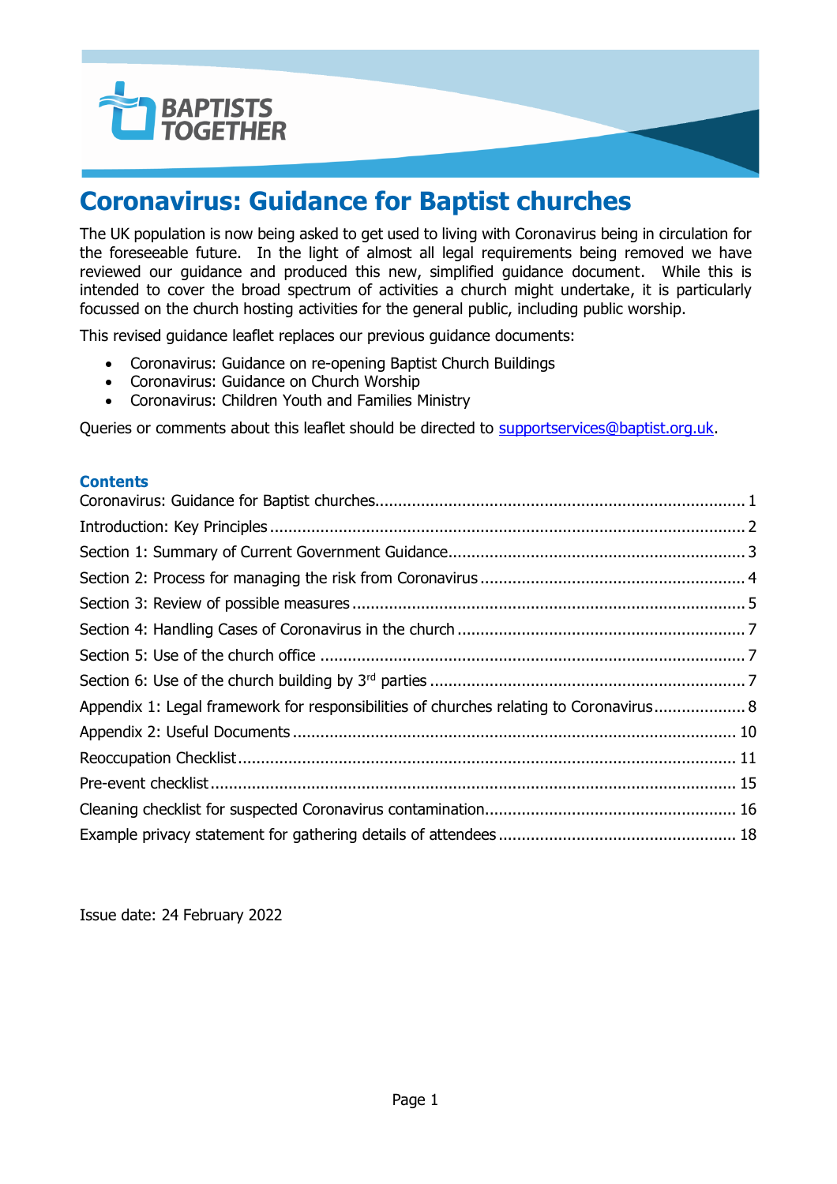# Coronavirus: Guidance for Baptist churches

The UK population is now being asked to get used to living with Coronavirus being in circulation for the foreseeable future. In the light of almost all legal requirements being removed we have reviewed our guidance and produced this new, simplified guidance document. While this is intended to cover the broad spectrum of activities a church might undertake, it is particularly focussed on the church hosting activities for the general public, including public worship.

This revised guidance leaflet replaces our previous guidance documents:

- Coronavirus: Guidance on re-opening Baptist Church Buildings
- Coronavirus: Guidance on Church Worship
- Coronavirus: Children Youth and Families Ministry

Queries or comments about this leaflet should be directed to supportservices@baptist.org.uk.

### Contents

Coronavirus: Guidance for Baptist churches ..... 1
Introduction: Key Principles ..... 2
Section 1: Summary of Current Government Guidance ..... 3
Section 2: Process for managing the risk from Coronavirus ..... 4
Section 3: Review of possible measures ..... 5
Section 4: Handling Cases of Coronavirus in the church ..... 7
Section 5: Use of the church office ..... 7
Section 6: Use of the church building by 3rd parties ..... 7
Appendix 1: Legal framework for responsibilities of churches relating to Coronavirus ..... 8
Appendix 2: Useful Documents ..... 10
Reoccupation Checklist ..... 11
Pre-event checklist ..... 15
Cleaning checklist for suspected Coronavirus contamination ..... 16
Example privacy statement for gathering details of attendees ..... 18

Issue date: 24 February 2022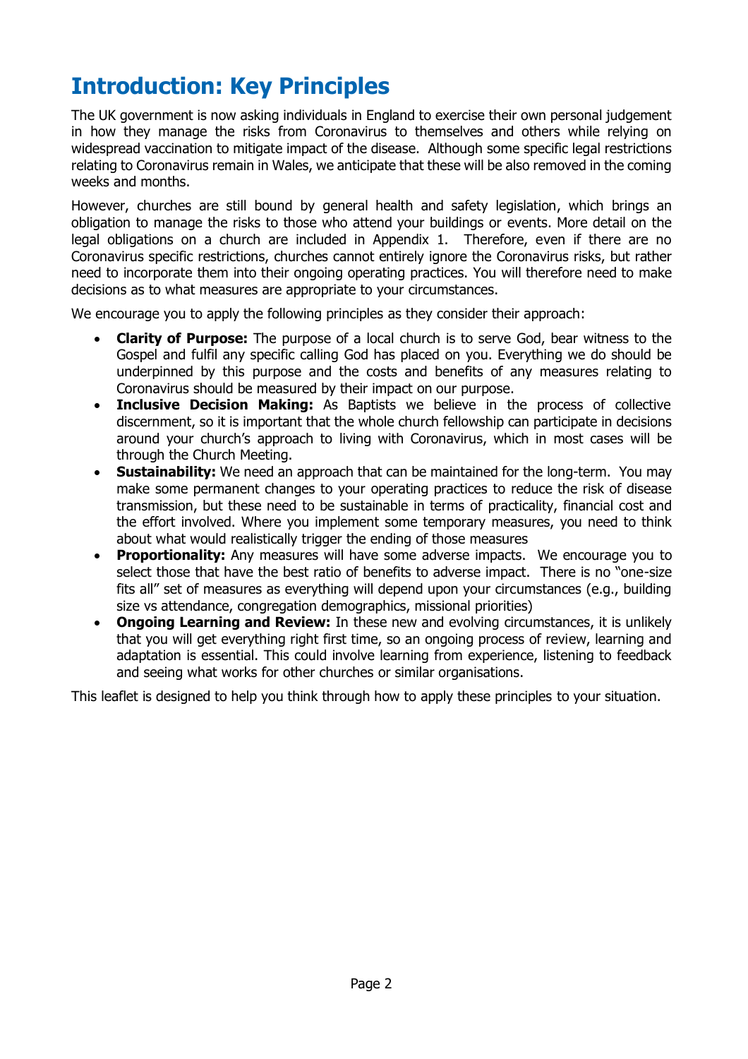# Introduction: Key Principles

The UK government is now asking individuals in England to exercise their own personal judgement in how they manage the risks from Coronavirus to themselves and others while relying on widespread vaccination to mitigate impact of the disease. Although some specific legal restrictions relating to Coronavirus remain in Wales, we anticipate that these will be also removed in the coming weeks and months.

However, churches are still bound by general health and safety legislation, which brings an obligation to manage the risks to those who attend your buildings or events. More detail on the legal obligations on a church are included in Appendix 1. Therefore, even if there are no Coronavirus specific restrictions, churches cannot entirely ignore the Coronavirus risks, but rather need to incorporate them into their ongoing operating practices. You will therefore need to make decisions as to what measures are appropriate to your circumstances.

We encourage you to apply the following principles as they consider their approach:

- **Clarity of Purpose:** The purpose of a local church is to serve God, bear witness to the Gospel and fulfil any specific calling God has placed on you. Everything we do should be underpinned by this purpose and the costs and benefits of any measures relating to Coronavirus should be measured by their impact on our purpose.
- **Inclusive Decision Making:** As Baptists we believe in the process of collective discernment, so it is important that the whole church fellowship can participate in decisions around your church's approach to living with Coronavirus, which in most cases will be through the Church Meeting.
- **Sustainability:** We need an approach that can be maintained for the long-term. You may make some permanent changes to your operating practices to reduce the risk of disease transmission, but these need to be sustainable in terms of practicality, financial cost and the effort involved. Where you implement some temporary measures, you need to think about what would realistically trigger the ending of those measures
- **Proportionality:** Any measures will have some adverse impacts. We encourage you to select those that have the best ratio of benefits to adverse impact. There is no "one-size fits all" set of measures as everything will depend upon your circumstances (e.g., building size vs attendance, congregation demographics, missional priorities)
- **Ongoing Learning and Review:** In these new and evolving circumstances, it is unlikely that you will get everything right first time, so an ongoing process of review, learning and adaptation is essential. This could involve learning from experience, listening to feedback and seeing what works for other churches or similar organisations.

This leaflet is designed to help you think through how to apply these principles to your situation.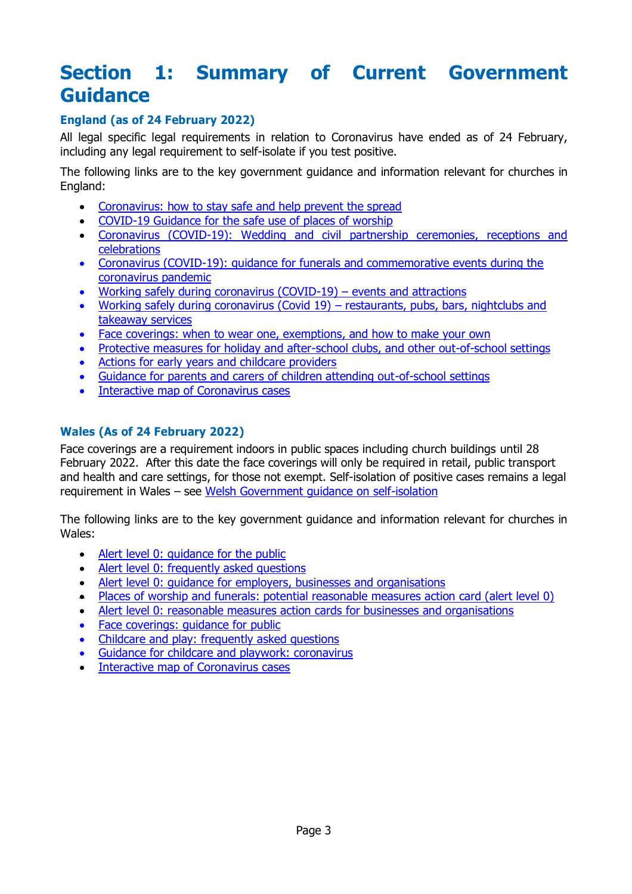# Section 1: Summary of Current Government Guidance

### England (as of 24 February 2022)

All legal specific legal requirements in relation to Coronavirus have ended as of 24 February, including any legal requirement to self-isolate if you test positive.

The following links are to the key government guidance and information relevant for churches in England:

- Coronavirus: how to stay safe and help prevent the spread
- COVID-19 Guidance for the safe use of places of worship
- Coronavirus (COVID-19): Wedding and civil partnership ceremonies, receptions and celebrations
- Coronavirus (COVID-19): guidance for funerals and commemorative events during the coronavirus pandemic
- Working safely during coronavirus (COVID-19) – events and attractions
- Working safely during coronavirus (Covid 19) – restaurants, pubs, bars, nightclubs and takeaway services
- Face coverings: when to wear one, exemptions, and how to make your own
- Protective measures for holiday and after-school clubs, and other out-of-school settings
- Actions for early years and childcare providers
- Guidance for parents and carers of children attending out-of-school settings
- Interactive map of Coronavirus cases

### Wales (As of 24 February 2022)

Face coverings are a requirement indoors in public spaces including church buildings until 28 February 2022. After this date the face coverings will only be required in retail, public transport and health and care settings, for those not exempt. Self-isolation of positive cases remains a legal requirement in Wales – see Welsh Government guidance on self-isolation

The following links are to the key government guidance and information relevant for churches in Wales:

- Alert level 0: guidance for the public
- Alert level 0: frequently asked questions
- Alert level 0: guidance for employers, businesses and organisations
- Places of worship and funerals: potential reasonable measures action card (alert level 0)
- Alert level 0: reasonable measures action cards for businesses and organisations
- Face coverings: guidance for public
- Childcare and play: frequently asked questions
- Guidance for childcare and playwork: coronavirus
- Interactive map of Coronavirus cases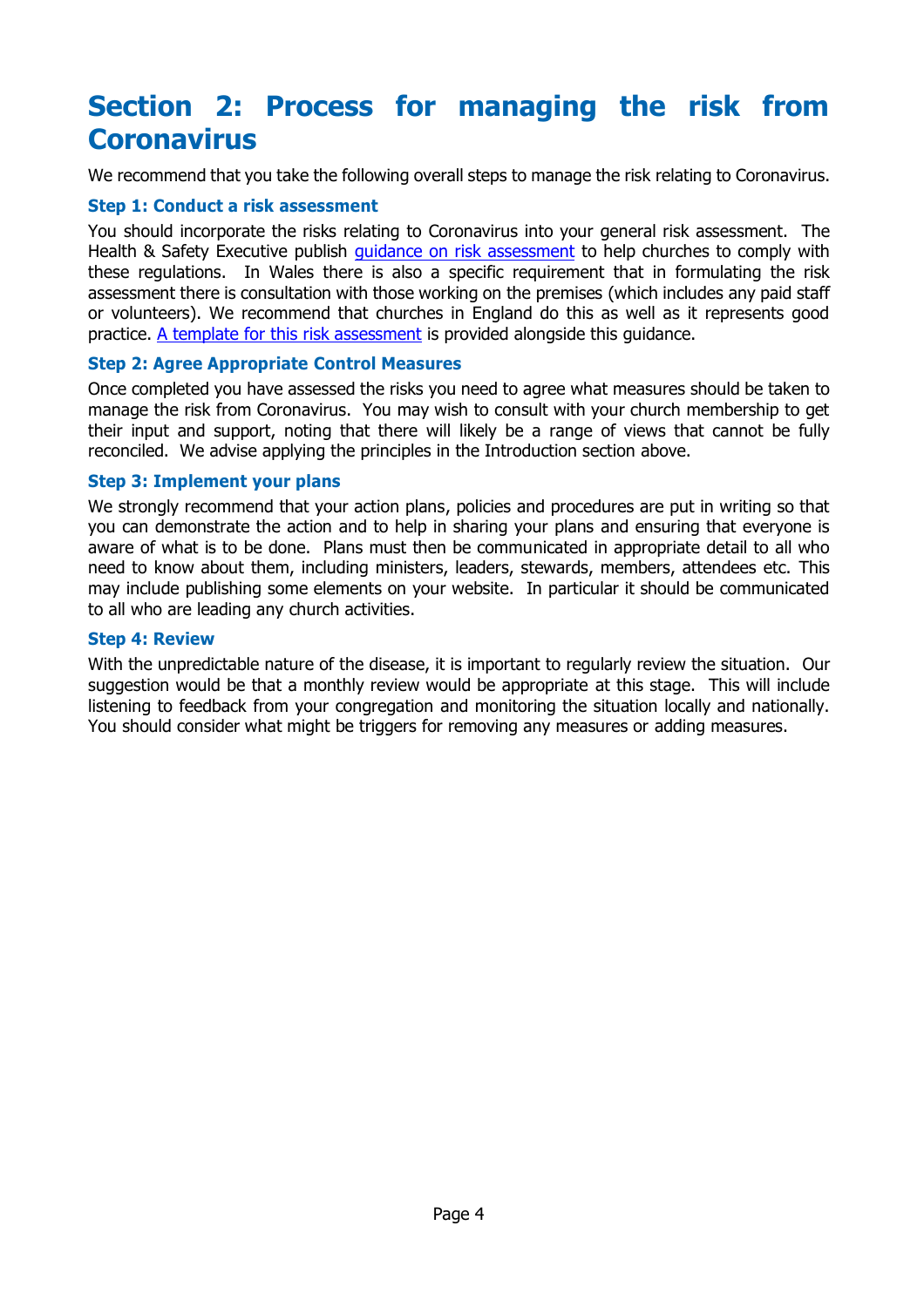# Section 2: Process for managing the risk from Coronavirus

We recommend that you take the following overall steps to manage the risk relating to Coronavirus.

### Step 1: Conduct a risk assessment

You should incorporate the risks relating to Coronavirus into your general risk assessment. The Health & Safety Executive publish [guidance on risk assessment] to help churches to comply with these regulations. In Wales there is also a specific requirement that in formulating the risk assessment there is consultation with those working on the premises (which includes any paid staff or volunteers). We recommend that churches in England do this as well as it represents good practice. [A template for this risk assessment] is provided alongside this guidance.

### Step 2: Agree Appropriate Control Measures

Once completed you have assessed the risks you need to agree what measures should be taken to manage the risk from Coronavirus. You may wish to consult with your church membership to get their input and support, noting that there will likely be a range of views that cannot be fully reconciled. We advise applying the principles in the Introduction section above.

### Step 3: Implement your plans

We strongly recommend that your action plans, policies and procedures are put in writing so that you can demonstrate the action and to help in sharing your plans and ensuring that everyone is aware of what is to be done. Plans must then be communicated in appropriate detail to all who need to know about them, including ministers, leaders, stewards, members, attendees etc. This may include publishing some elements on your website. In particular it should be communicated to all who are leading any church activities.

### Step 4: Review

With the unpredictable nature of the disease, it is important to regularly review the situation. Our suggestion would be that a monthly review would be appropriate at this stage. This will include listening to feedback from your congregation and monitoring the situation locally and nationally. You should consider what might be triggers for removing any measures or adding measures.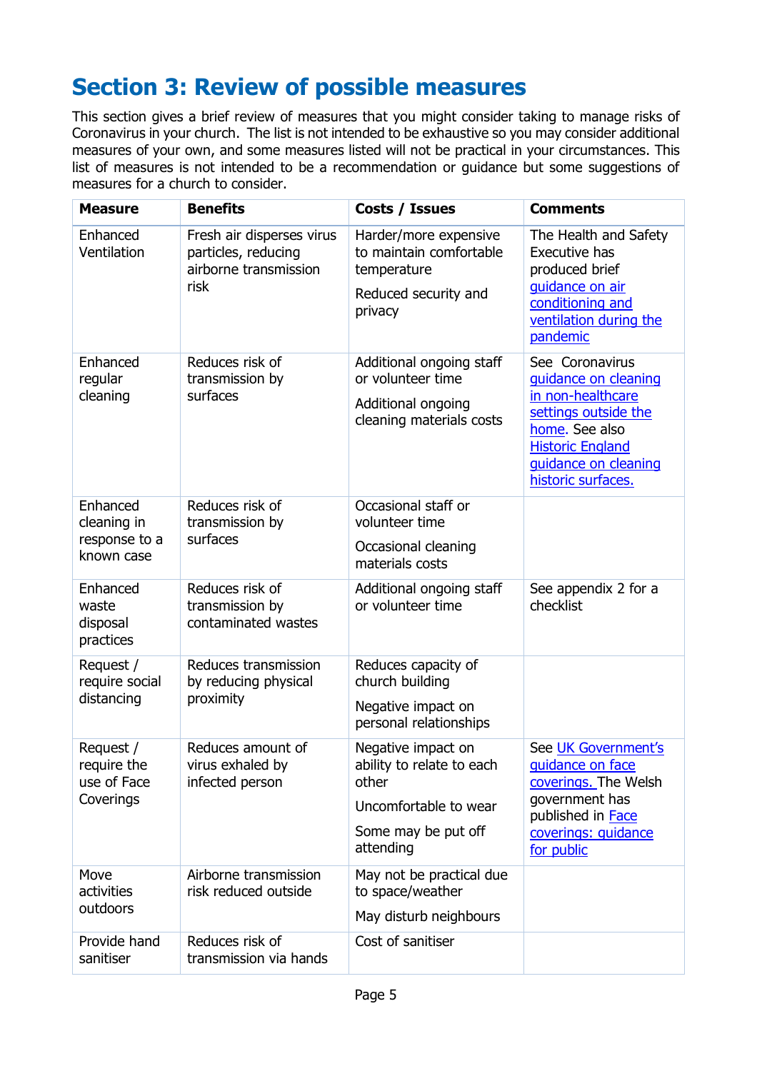# Section 3: Review of possible measures

This section gives a brief review of measures that you might consider taking to manage risks of Coronavirus in your church. The list is not intended to be exhaustive so you may consider additional measures of your own, and some measures listed will not be practical in your circumstances. This list of measures is not intended to be a recommendation or guidance but some suggestions of measures for a church to consider.

| Measure | Benefits | Costs / Issues | Comments |
|---|---|---|---|
| Enhanced Ventilation | Fresh air disperses virus particles, reducing airborne transmission risk | Harder/more expensive to maintain comfortable temperature<br><br>Reduced security and privacy | The Health and Safety Executive has produced brief guidance on air conditioning and ventilation during the pandemic |
| Enhanced regular cleaning | Reduces risk of transmission by surfaces | Additional ongoing staff or volunteer time<br><br>Additional ongoing cleaning materials costs | See Coronavirus guidance on cleaning in non-healthcare settings outside the home. See also Historic England guidance on cleaning historic surfaces. |
| Enhanced cleaning in response to a known case | Reduces risk of transmission by surfaces | Occasional staff or volunteer time<br><br>Occasional cleaning materials costs | |
| Enhanced waste disposal practices | Reduces risk of transmission by contaminated wastes | Additional ongoing staff or volunteer time | See appendix 2 for a checklist |
| Request / require social distancing | Reduces transmission by reducing physical proximity | Reduces capacity of church building<br><br>Negative impact on personal relationships | |
| Request / require the use of Face Coverings | Reduces amount of virus exhaled by infected person | Negative impact on ability to relate to each other<br><br>Uncomfortable to wear<br><br>Some may be put off attending | See UK Government's guidance on face coverings. The Welsh government has published in Face coverings: guidance for public |
| Move activities outdoors | Airborne transmission risk reduced outside | May not be practical due to space/weather<br><br>May disturb neighbours | |
| Provide hand sanitiser | Reduces risk of transmission via hands | Cost of sanitiser | |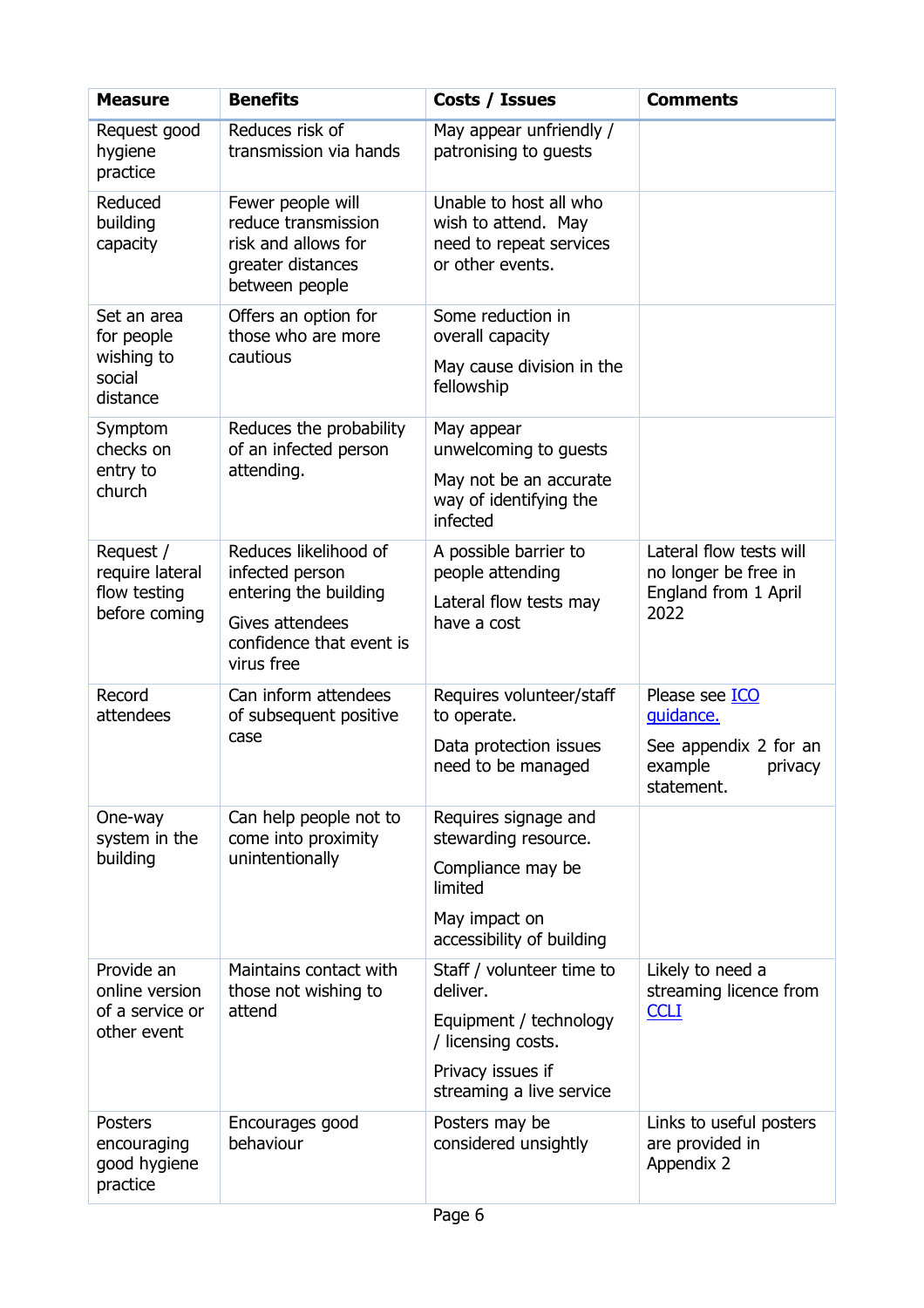| Measure | Benefits | Costs / Issues | Comments |
|---|---|---|---|
| Request good hygiene practice | Reduces risk of transmission via hands | May appear unfriendly / patronising to guests | |
| Reduced building capacity | Fewer people will reduce transmission risk and allows for greater distances between people | Unable to host all who wish to attend. May need to repeat services or other events. | |
| Set an area for people wishing to social distance | Offers an option for those who are more cautious | Some reduction in overall capacity<br><br>May cause division in the fellowship | |
| Symptom checks on entry to church | Reduces the probability of an infected person attending. | May appear unwelcoming to guests<br><br>May not be an accurate way of identifying the infected | |
| Request / require lateral flow testing before coming | Reduces likelihood of infected person entering the building<br><br>Gives attendees confidence that event is virus free | A possible barrier to people attending<br><br>Lateral flow tests may have a cost | Lateral flow tests will no longer be free in England from 1 April 2022 |
| Record attendees | Can inform attendees of subsequent positive case | Requires volunteer/staff to operate.<br><br>Data protection issues need to be managed | Please see ICO guidance.<br><br>See appendix 2 for an example privacy statement. |
| One-way system in the building | Can help people not to come into proximity unintentionally | Requires signage and stewarding resource.<br><br>Compliance may be limited<br><br>May impact on accessibility of building | |
| Provide an online version of a service or other event | Maintains contact with those not wishing to attend | Staff / volunteer time to deliver.<br><br>Equipment / technology / licensing costs.<br><br>Privacy issues if streaming a live service | Likely to need a streaming licence from CCLI |
| Posters encouraging good hygiene practice | Encourages good behaviour | Posters may be considered unsightly | Links to useful posters are provided in Appendix 2 |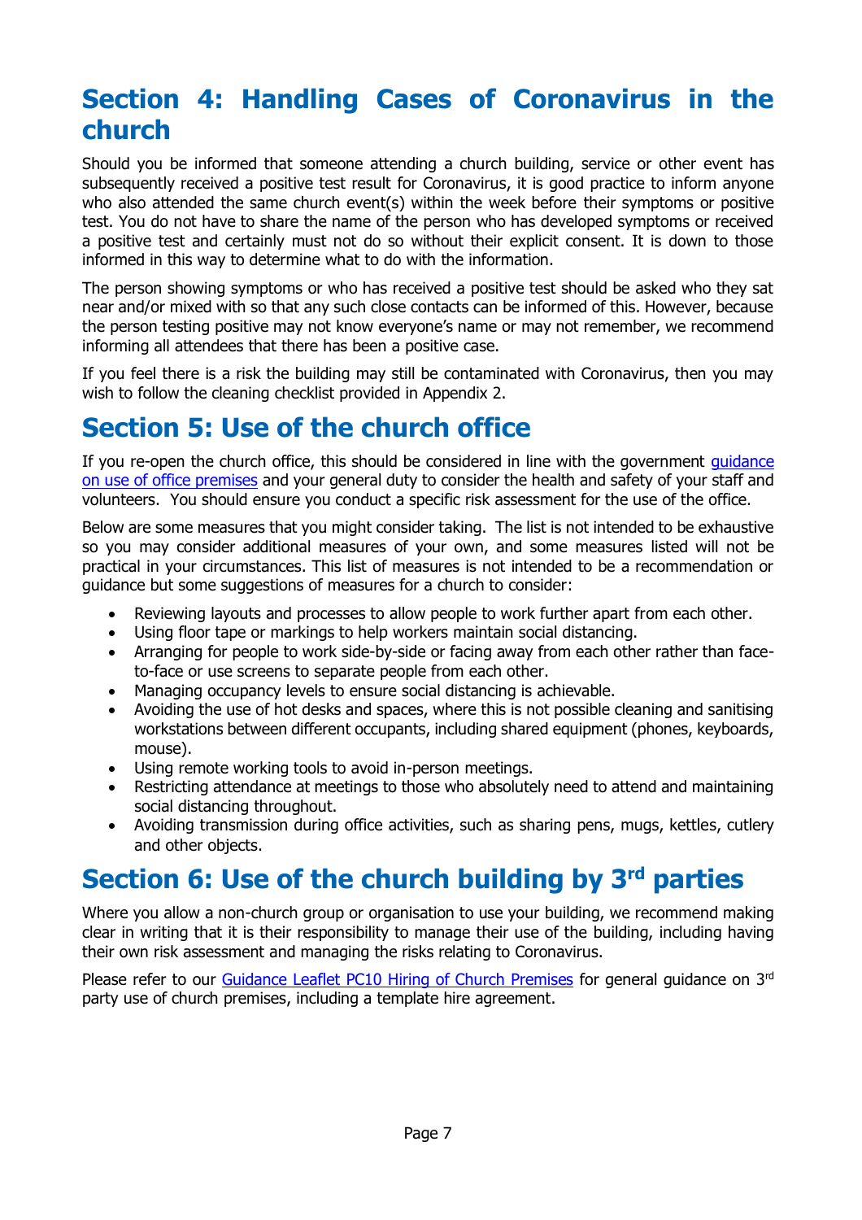## Section 4: Handling Cases of Coronavirus in the church

Should you be informed that someone attending a church building, service or other event has subsequently received a positive test result for Coronavirus, it is good practice to inform anyone who also attended the same church event(s) within the week before their symptoms or positive test. You do not have to share the name of the person who has developed symptoms or received a positive test and certainly must not do so without their explicit consent. It is down to those informed in this way to determine what to do with the information.

The person showing symptoms or who has received a positive test should be asked who they sat near and/or mixed with so that any such close contacts can be informed of this. However, because the person testing positive may not know everyone's name or may not remember, we recommend informing all attendees that there has been a positive case.

If you feel there is a risk the building may still be contaminated with Coronavirus, then you may wish to follow the cleaning checklist provided in Appendix 2.

## Section 5: Use of the church office

If you re-open the church office, this should be considered in line with the government [guidance on use of office premises] and your general duty to consider the health and safety of your staff and volunteers. You should ensure you conduct a specific risk assessment for the use of the office.

Below are some measures that you might consider taking. The list is not intended to be exhaustive so you may consider additional measures of your own, and some measures listed will not be practical in your circumstances. This list of measures is not intended to be a recommendation or guidance but some suggestions of measures for a church to consider:

- Reviewing layouts and processes to allow people to work further apart from each other.
- Using floor tape or markings to help workers maintain social distancing.
- Arranging for people to work side-by-side or facing away from each other rather than face-to-face or use screens to separate people from each other.
- Managing occupancy levels to ensure social distancing is achievable.
- Avoiding the use of hot desks and spaces, where this is not possible cleaning and sanitising workstations between different occupants, including shared equipment (phones, keyboards, mouse).
- Using remote working tools to avoid in-person meetings.
- Restricting attendance at meetings to those who absolutely need to attend and maintaining social distancing throughout.
- Avoiding transmission during office activities, such as sharing pens, mugs, kettles, cutlery and other objects.

## Section 6: Use of the church building by 3rd parties

Where you allow a non-church group or organisation to use your building, we recommend making clear in writing that it is their responsibility to manage their use of the building, including having their own risk assessment and managing the risks relating to Coronavirus.

Please refer to our [Guidance Leaflet PC10 Hiring of Church Premises] for general guidance on 3rd party use of church premises, including a template hire agreement.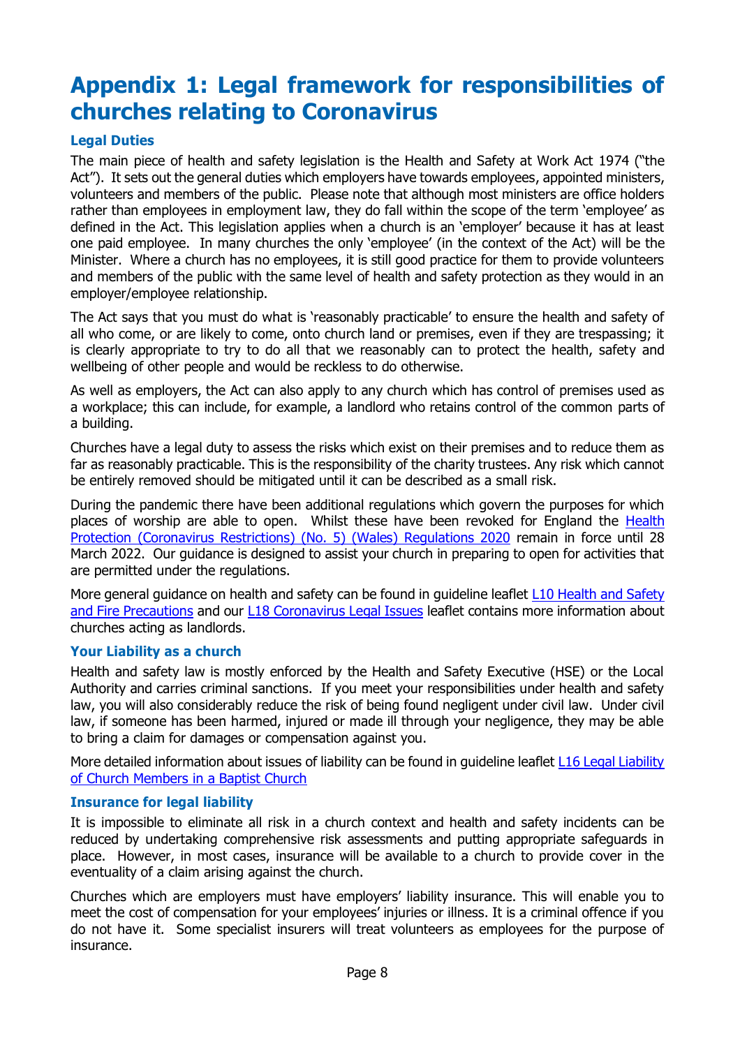# Appendix 1: Legal framework for responsibilities of churches relating to Coronavirus

### Legal Duties

The main piece of health and safety legislation is the Health and Safety at Work Act 1974 ("the Act"). It sets out the general duties which employers have towards employees, appointed ministers, volunteers and members of the public. Please note that although most ministers are office holders rather than employees in employment law, they do fall within the scope of the term 'employee' as defined in the Act. This legislation applies when a church is an 'employer' because it has at least one paid employee. In many churches the only 'employee' (in the context of the Act) will be the Minister. Where a church has no employees, it is still good practice for them to provide volunteers and members of the public with the same level of health and safety protection as they would in an employer/employee relationship.

The Act says that you must do what is 'reasonably practicable' to ensure the health and safety of all who come, or are likely to come, onto church land or premises, even if they are trespassing; it is clearly appropriate to try to do all that we reasonably can to protect the health, safety and wellbeing of other people and would be reckless to do otherwise.

As well as employers, the Act can also apply to any church which has control of premises used as a workplace; this can include, for example, a landlord who retains control of the common parts of a building.

Churches have a legal duty to assess the risks which exist on their premises and to reduce them as far as reasonably practicable. This is the responsibility of the charity trustees. Any risk which cannot be entirely removed should be mitigated until it can be described as a small risk.

During the pandemic there have been additional regulations which govern the purposes for which places of worship are able to open. Whilst these have been revoked for England the Health Protection (Coronavirus Restrictions) (No. 5) (Wales) Regulations 2020 remain in force until 28 March 2022. Our guidance is designed to assist your church in preparing to open for activities that are permitted under the regulations.

More general guidance on health and safety can be found in guideline leaflet L10 Health and Safety and Fire Precautions and our L18 Coronavirus Legal Issues leaflet contains more information about churches acting as landlords.

### Your Liability as a church

Health and safety law is mostly enforced by the Health and Safety Executive (HSE) or the Local Authority and carries criminal sanctions. If you meet your responsibilities under health and safety law, you will also considerably reduce the risk of being found negligent under civil law. Under civil law, if someone has been harmed, injured or made ill through your negligence, they may be able to bring a claim for damages or compensation against you.

More detailed information about issues of liability can be found in guideline leaflet L16 Legal Liability of Church Members in a Baptist Church

### Insurance for legal liability

It is impossible to eliminate all risk in a church context and health and safety incidents can be reduced by undertaking comprehensive risk assessments and putting appropriate safeguards in place. However, in most cases, insurance will be available to a church to provide cover in the eventuality of a claim arising against the church.

Churches which are employers must have employers' liability insurance. This will enable you to meet the cost of compensation for your employees' injuries or illness. It is a criminal offence if you do not have it. Some specialist insurers will treat volunteers as employees for the purpose of insurance.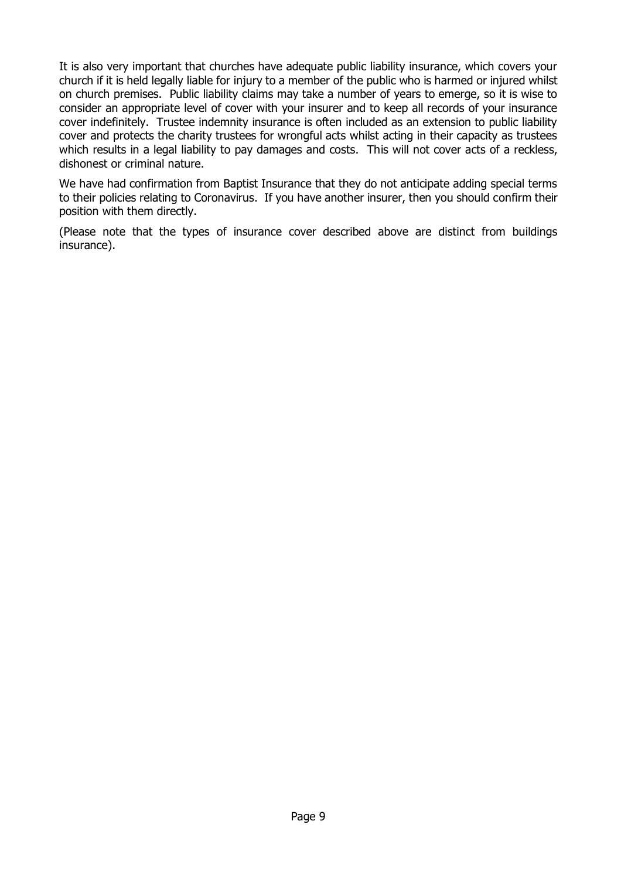It is also very important that churches have adequate public liability insurance, which covers your church if it is held legally liable for injury to a member of the public who is harmed or injured whilst on church premises. Public liability claims may take a number of years to emerge, so it is wise to consider an appropriate level of cover with your insurer and to keep all records of your insurance cover indefinitely. Trustee indemnity insurance is often included as an extension to public liability cover and protects the charity trustees for wrongful acts whilst acting in their capacity as trustees which results in a legal liability to pay damages and costs. This will not cover acts of a reckless, dishonest or criminal nature.

We have had confirmation from Baptist Insurance that they do not anticipate adding special terms to their policies relating to Coronavirus. If you have another insurer, then you should confirm their position with them directly.

(Please note that the types of insurance cover described above are distinct from buildings insurance).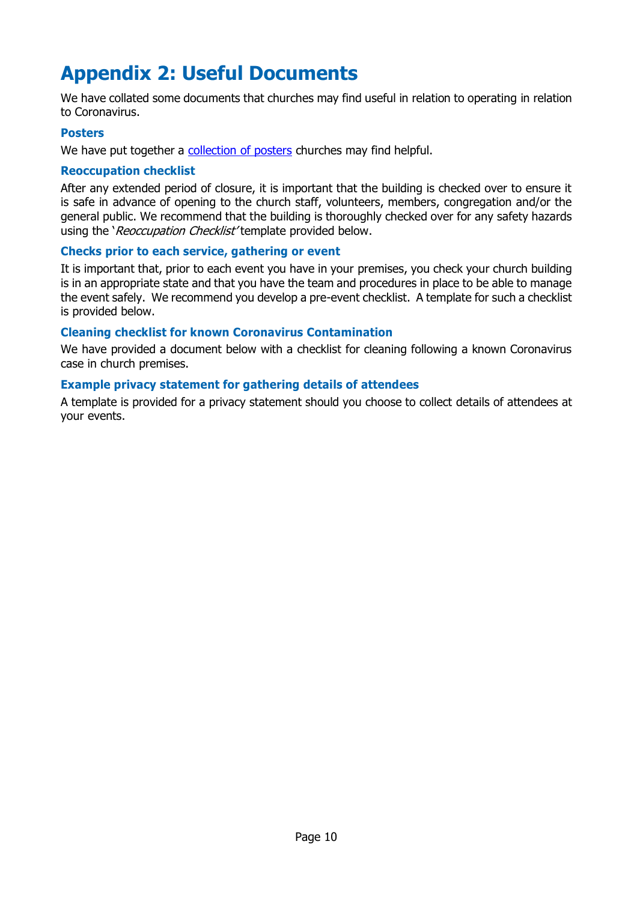# Appendix 2: Useful Documents

We have collated some documents that churches may find useful in relation to operating in relation to Coronavirus.

### Posters

We have put together a collection of posters churches may find helpful.

### Reoccupation checklist

After any extended period of closure, it is important that the building is checked over to ensure it is safe in advance of opening to the church staff, volunteers, members, congregation and/or the general public. We recommend that the building is thoroughly checked over for any safety hazards using the '*Reoccupation Checklist*' template provided below.

### Checks prior to each service, gathering or event

It is important that, prior to each event you have in your premises, you check your church building is in an appropriate state and that you have the team and procedures in place to be able to manage the event safely. We recommend you develop a pre-event checklist. A template for such a checklist is provided below.

### Cleaning checklist for known Coronavirus Contamination

We have provided a document below with a checklist for cleaning following a known Coronavirus case in church premises.

### Example privacy statement for gathering details of attendees

A template is provided for a privacy statement should you choose to collect details of attendees at your events.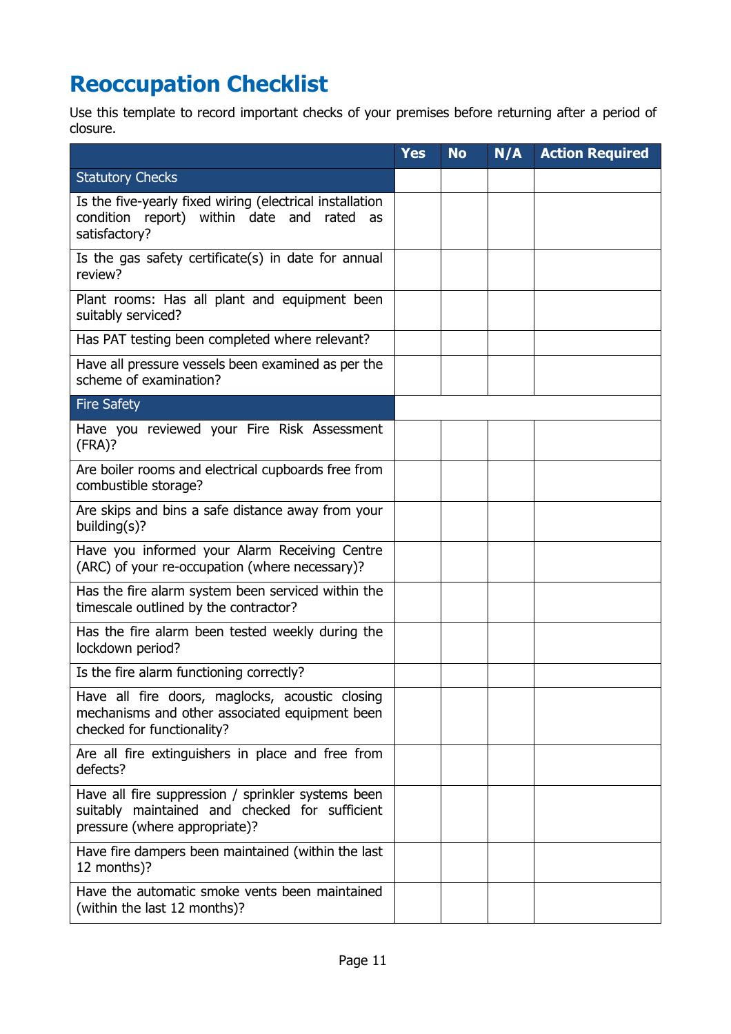# Reoccupation Checklist

Use this template to record important checks of your premises before returning after a period of closure.

| | Yes | No | N/A | Action Required |
|---|---|---|---|---|
| Statutory Checks | | | | |
| Is the five-yearly fixed wiring (electrical installation condition report) within date and rated as satisfactory? | | | | |
| Is the gas safety certificate(s) in date for annual review? | | | | |
| Plant rooms: Has all plant and equipment been suitably serviced? | | | | |
| Has PAT testing been completed where relevant? | | | | |
| Have all pressure vessels been examined as per the scheme of examination? | | | | |
| Fire Safety | | | | |
| Have you reviewed your Fire Risk Assessment (FRA)? | | | | |
| Are boiler rooms and electrical cupboards free from combustible storage? | | | | |
| Are skips and bins a safe distance away from your building(s)? | | | | |
| Have you informed your Alarm Receiving Centre (ARC) of your re-occupation (where necessary)? | | | | |
| Has the fire alarm system been serviced within the timescale outlined by the contractor? | | | | |
| Has the fire alarm been tested weekly during the lockdown period? | | | | |
| Is the fire alarm functioning correctly? | | | | |
| Have all fire doors, maglocks, acoustic closing mechanisms and other associated equipment been checked for functionality? | | | | |
| Are all fire extinguishers in place and free from defects? | | | | |
| Have all fire suppression / sprinkler systems been suitably maintained and checked for sufficient pressure (where appropriate)? | | | | |
| Have fire dampers been maintained (within the last 12 months)? | | | | |
| Have the automatic smoke vents been maintained (within the last 12 months)? | | | | |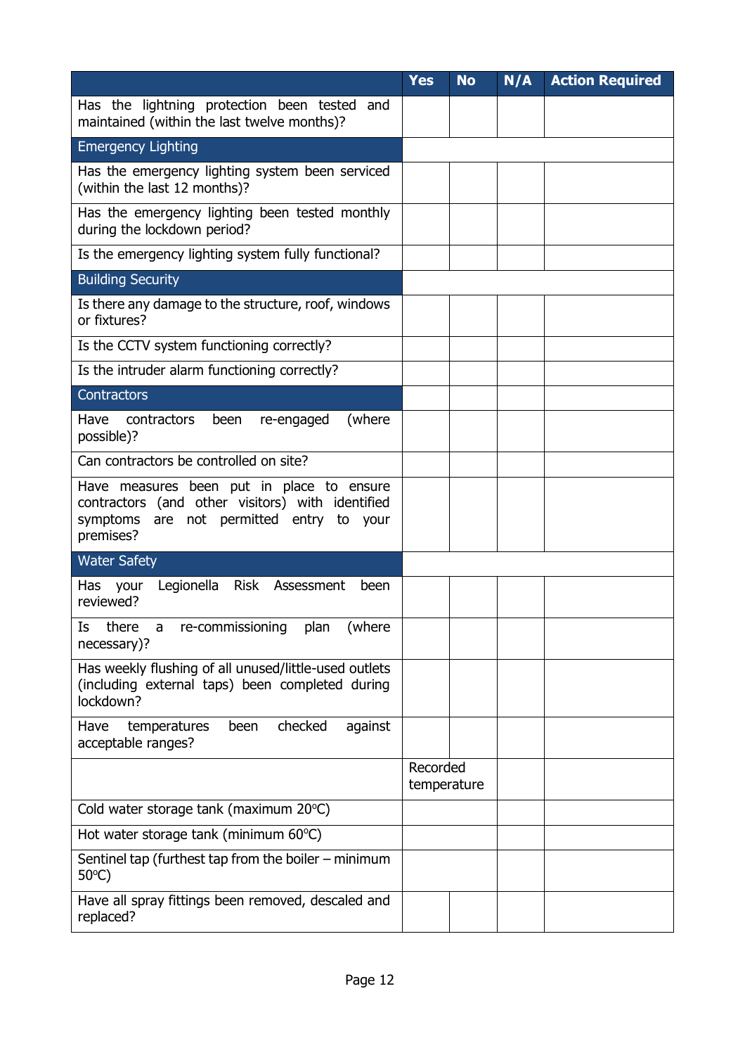| | Yes | No | N/A | Action Required |
|---|---|---|---|---|
| Has the lightning protection been tested and maintained (within the last twelve months)? | | | | |
| **Emergency Lighting** | | | | |
| Has the emergency lighting system been serviced (within the last 12 months)? | | | | |
| Has the emergency lighting been tested monthly during the lockdown period? | | | | |
| Is the emergency lighting system fully functional? | | | | |
| **Building Security** | | | | |
| Is there any damage to the structure, roof, windows or fixtures? | | | | |
| Is the CCTV system functioning correctly? | | | | |
| Is the intruder alarm functioning correctly? | | | | |
| **Contractors** | | | | |
| Have contractors been re-engaged (where possible)? | | | | |
| Can contractors be controlled on site? | | | | |
| Have measures been put in place to ensure contractors (and other visitors) with identified symptoms are not permitted entry to your premises? | | | | |
| **Water Safety** | | | | |
| Has your Legionella Risk Assessment been reviewed? | | | | |
| Is there a re-commissioning plan (where necessary)? | | | | |
| Has weekly flushing of all unused/little-used outlets (including external taps) been completed during lockdown? | | | | |
| Have temperatures been checked against acceptable ranges? | | | | |
| | Recorded temperature | | | |
| Cold water storage tank (maximum 20°C) | | | | |
| Hot water storage tank (minimum 60°C) | | | | |
| Sentinel tap (furthest tap from the boiler – minimum 50°C) | | | | |
| Have all spray fittings been removed, descaled and replaced? | | | | |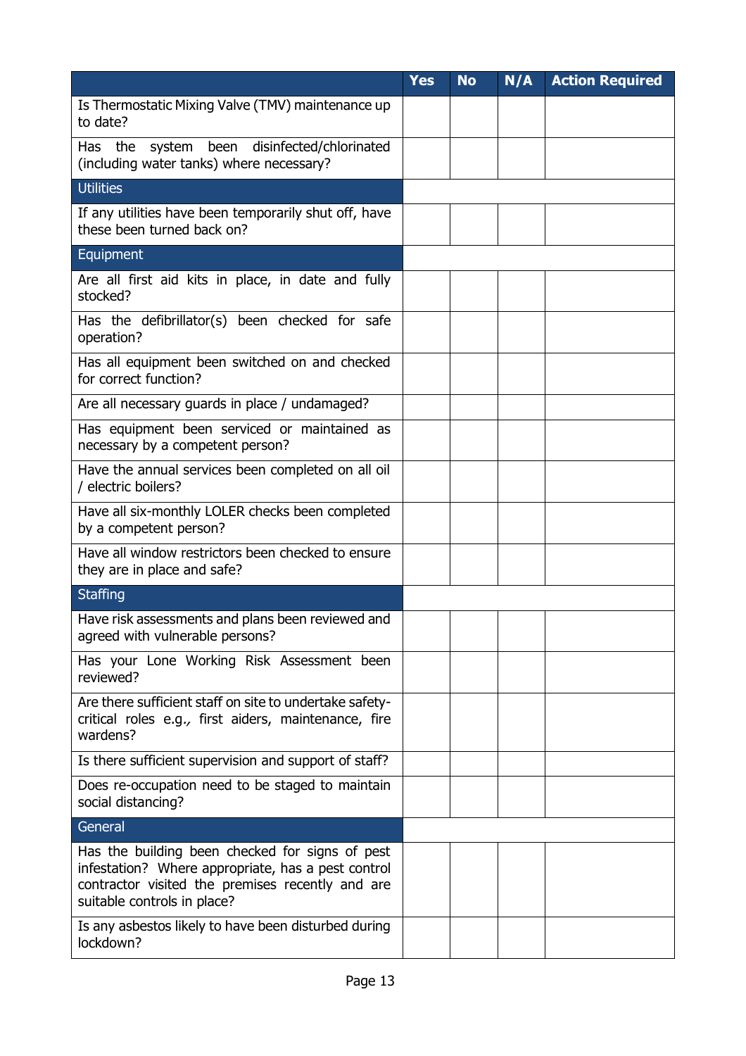| | Yes | No | N/A | Action Required |
|---|---|---|---|---|
| Is Thermostatic Mixing Valve (TMV) maintenance up to date? | | | | |
| Has the system been disinfected/chlorinated (including water tanks) where necessary? | | | | |
| **Utilities** | | | | |
| If any utilities have been temporarily shut off, have these been turned back on? | | | | |
| **Equipment** | | | | |
| Are all first aid kits in place, in date and fully stocked? | | | | |
| Has the defibrillator(s) been checked for safe operation? | | | | |
| Has all equipment been switched on and checked for correct function? | | | | |
| Are all necessary guards in place / undamaged? | | | | |
| Has equipment been serviced or maintained as necessary by a competent person? | | | | |
| Have the annual services been completed on all oil / electric boilers? | | | | |
| Have all six-monthly LOLER checks been completed by a competent person? | | | | |
| Have all window restrictors been checked to ensure they are in place and safe? | | | | |
| **Staffing** | | | | |
| Have risk assessments and plans been reviewed and agreed with vulnerable persons? | | | | |
| Has your Lone Working Risk Assessment been reviewed? | | | | |
| Are there sufficient staff on site to undertake safety-critical roles e.g., first aiders, maintenance, fire wardens? | | | | |
| Is there sufficient supervision and support of staff? | | | | |
| Does re-occupation need to be staged to maintain social distancing? | | | | |
| **General** | | | | |
| Has the building been checked for signs of pest infestation? Where appropriate, has a pest control contractor visited the premises recently and are suitable controls in place? | | | | |
| Is any asbestos likely to have been disturbed during lockdown? | | | | |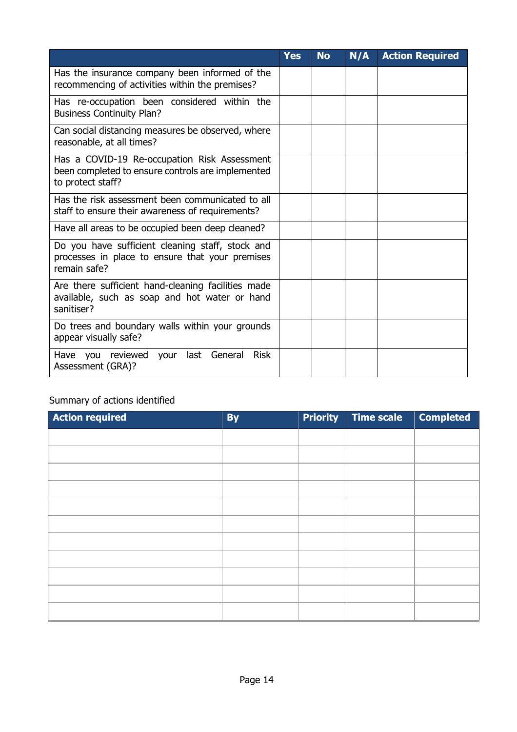| | Yes | No | N/A | Action Required |
|---|---|---|---|---|
| Has the insurance company been informed of the recommencing of activities within the premises? | | | | |
| Has re-occupation been considered within the Business Continuity Plan? | | | | |
| Can social distancing measures be observed, where reasonable, at all times? | | | | |
| Has a COVID-19 Re-occupation Risk Assessment been completed to ensure controls are implemented to protect staff? | | | | |
| Has the risk assessment been communicated to all staff to ensure their awareness of requirements? | | | | |
| Have all areas to be occupied been deep cleaned? | | | | |
| Do you have sufficient cleaning staff, stock and processes in place to ensure that your premises remain safe? | | | | |
| Are there sufficient hand-cleaning facilities made available, such as soap and hot water or hand sanitiser? | | | | |
| Do trees and boundary walls within your grounds appear visually safe? | | | | |
| Have you reviewed your last General Risk Assessment (GRA)? | | | | |

Summary of actions identified

| Action required | By | Priority | Time scale | Completed |
|---|---|---|---|---|
| | | | | |
| | | | | |
| | | | | |
| | | | | |
| | | | | |
| | | | | |
| | | | | |
| | | | | |
| | | | | |
| | | | | |
| | | | | |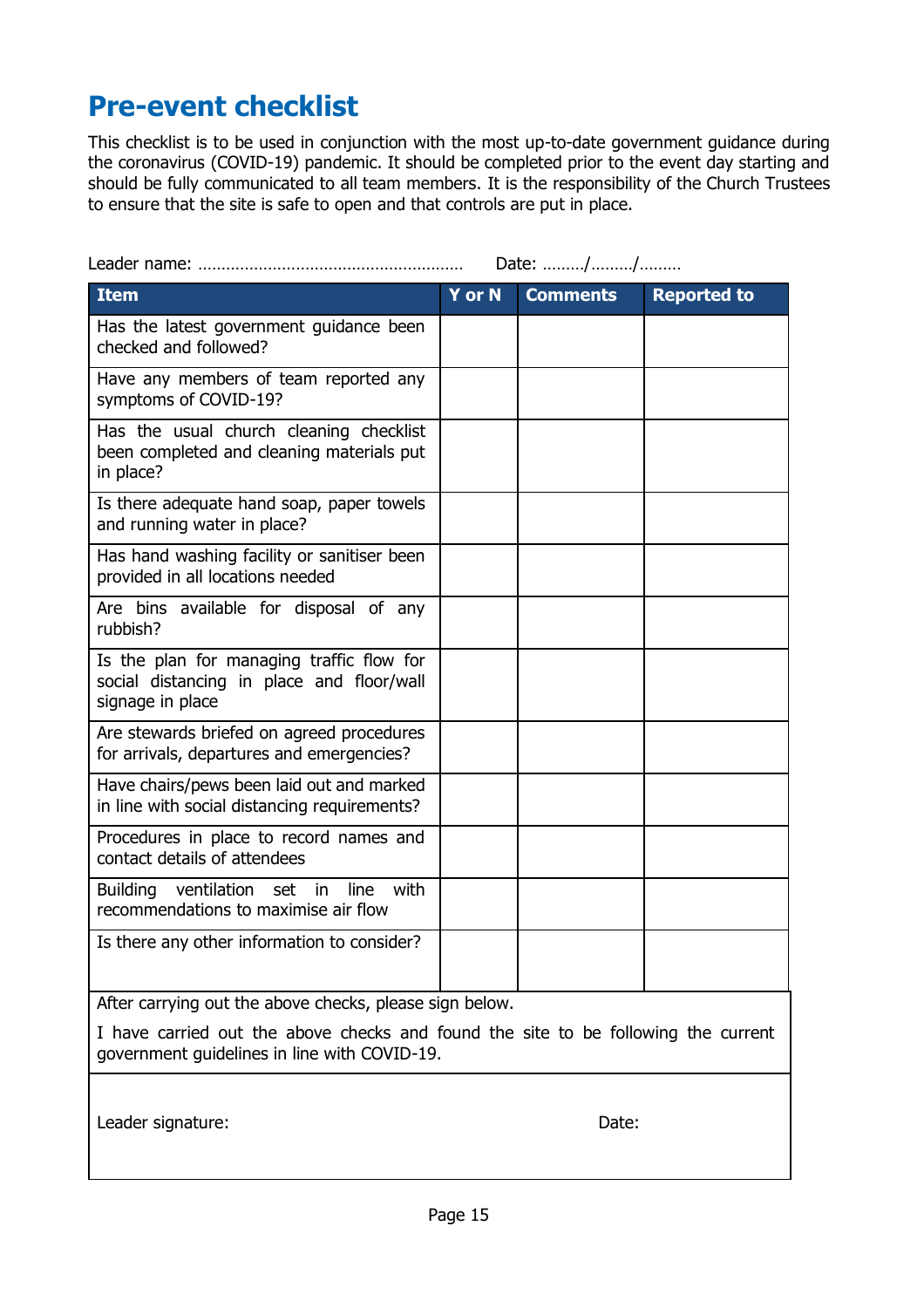# Pre-event checklist

This checklist is to be used in conjunction with the most up-to-date government guidance during the coronavirus (COVID-19) pandemic. It should be completed prior to the event day starting and should be fully communicated to all team members. It is the responsibility of the Church Trustees to ensure that the site is safe to open and that controls are put in place.

Leader name: ………………………………………………… Date: ………/………/………

| Item | Y or N | Comments | Reported to |
|---|---|---|---|
| Has the latest government guidance been checked and followed? | | | |
| Have any members of team reported any symptoms of COVID-19? | | | |
| Has the usual church cleaning checklist been completed and cleaning materials put in place? | | | |
| Is there adequate hand soap, paper towels and running water in place? | | | |
| Has hand washing facility or sanitiser been provided in all locations needed | | | |
| Are bins available for disposal of any rubbish? | | | |
| Is the plan for managing traffic flow for social distancing in place and floor/wall signage in place | | | |
| Are stewards briefed on agreed procedures for arrivals, departures and emergencies? | | | |
| Have chairs/pews been laid out and marked in line with social distancing requirements? | | | |
| Procedures in place to record names and contact details of attendees | | | |
| Building ventilation set in line with recommendations to maximise air flow | | | |
| Is there any other information to consider? | | | |

After carrying out the above checks, please sign below.

I have carried out the above checks and found the site to be following the current government guidelines in line with COVID-19.

Leader signature: Date: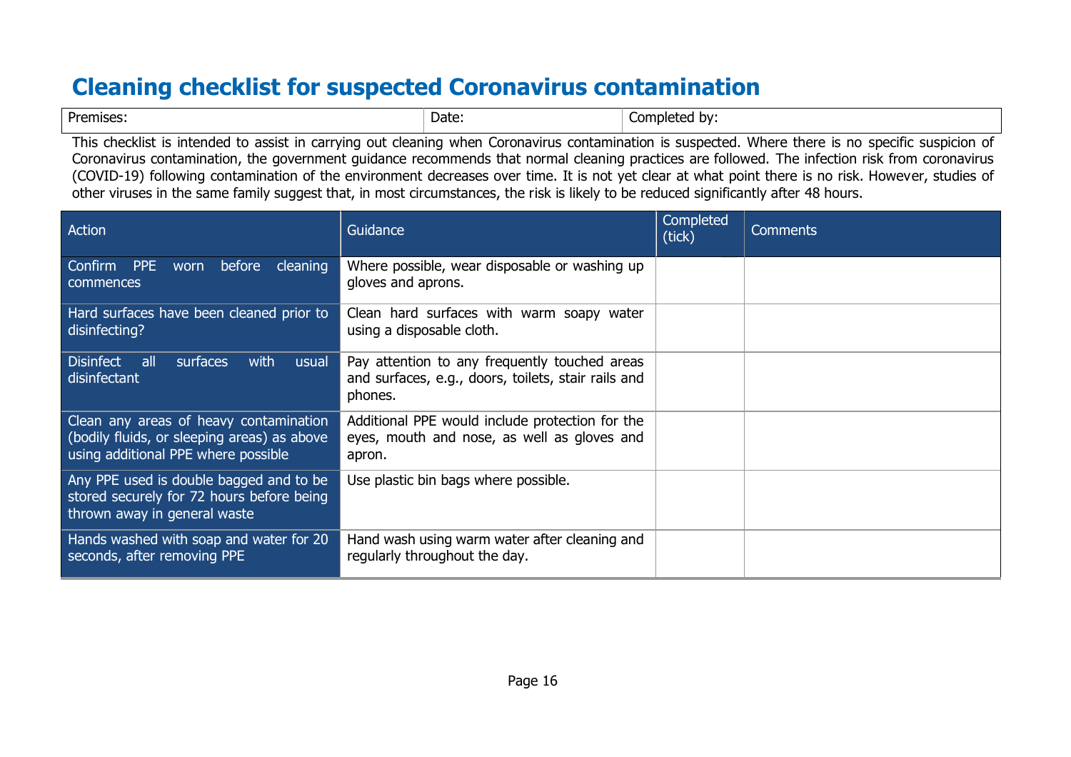# Cleaning checklist for suspected Coronavirus contamination

| Premises: | Date: | Completed by: |
|---|---|---|

This checklist is intended to assist in carrying out cleaning when Coronavirus contamination is suspected. Where there is no specific suspicion of Coronavirus contamination, the government guidance recommends that normal cleaning practices are followed. The infection risk from coronavirus (COVID-19) following contamination of the environment decreases over time. It is not yet clear at what point there is no risk. However, studies of other viruses in the same family suggest that, in most circumstances, the risk is likely to be reduced significantly after 48 hours.

| Action | Guidance | Completed (tick) | Comments |
|---|---|---|---|
| Confirm PPE worn before cleaning commences | Where possible, wear disposable or washing up gloves and aprons. | | |
| Hard surfaces have been cleaned prior to disinfecting? | Clean hard surfaces with warm soapy water using a disposable cloth. | | |
| Disinfect all surfaces with usual disinfectant | Pay attention to any frequently touched areas and surfaces, e.g., doors, toilets, stair rails and phones. | | |
| Clean any areas of heavy contamination (bodily fluids, or sleeping areas) as above using additional PPE where possible | Additional PPE would include protection for the eyes, mouth and nose, as well as gloves and apron. | | |
| Any PPE used is double bagged and to be stored securely for 72 hours before being thrown away in general waste | Use plastic bin bags where possible. | | |
| Hands washed with soap and water for 20 seconds, after removing PPE | Hand wash using warm water after cleaning and regularly throughout the day. | | |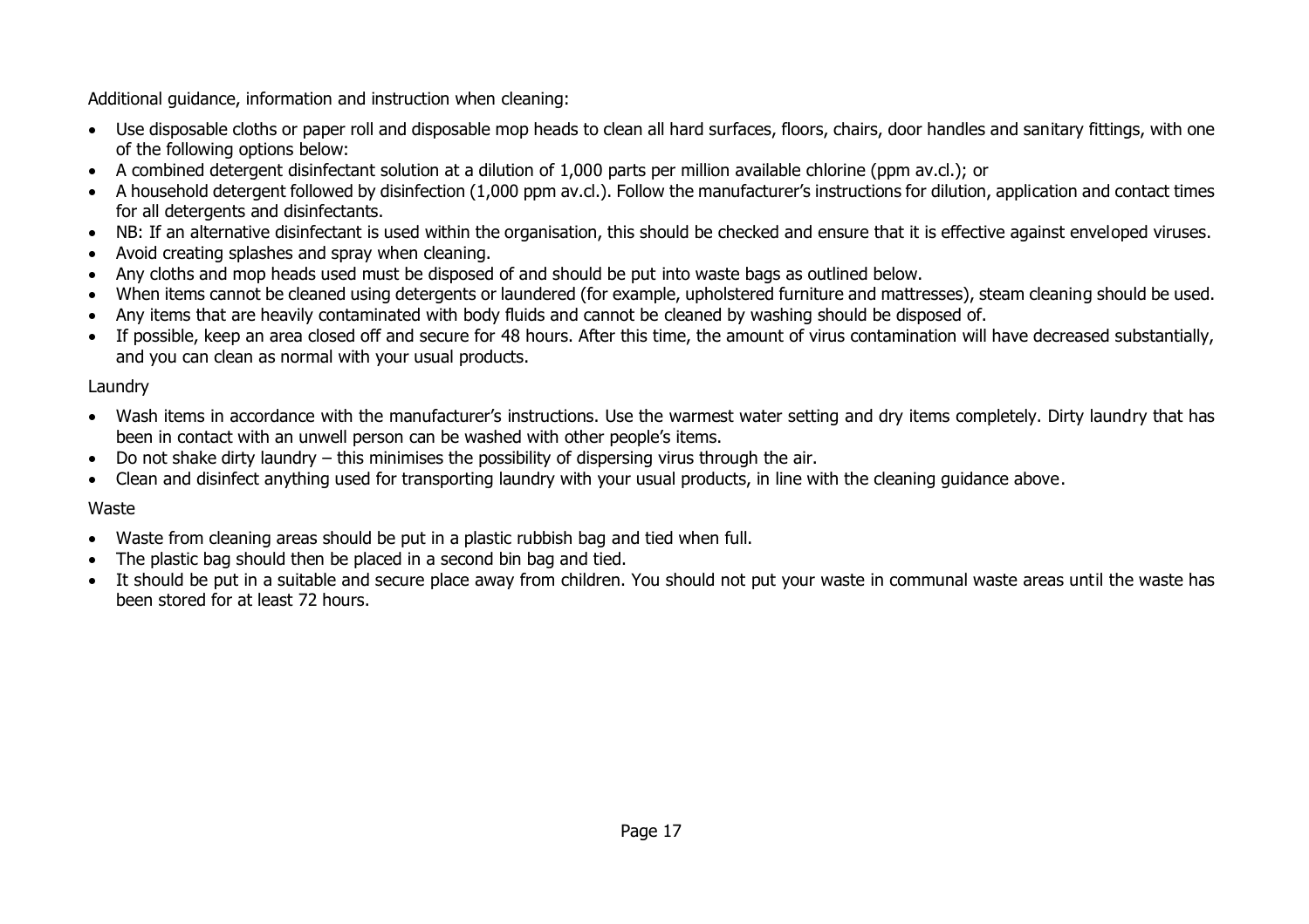Additional guidance, information and instruction when cleaning:

- Use disposable cloths or paper roll and disposable mop heads to clean all hard surfaces, floors, chairs, door handles and sanitary fittings, with one of the following options below:
- A combined detergent disinfectant solution at a dilution of 1,000 parts per million available chlorine (ppm av.cl.); or
- A household detergent followed by disinfection (1,000 ppm av.cl.). Follow the manufacturer's instructions for dilution, application and contact times for all detergents and disinfectants.
- NB: If an alternative disinfectant is used within the organisation, this should be checked and ensure that it is effective against enveloped viruses.
- Avoid creating splashes and spray when cleaning.
- Any cloths and mop heads used must be disposed of and should be put into waste bags as outlined below.
- When items cannot be cleaned using detergents or laundered (for example, upholstered furniture and mattresses), steam cleaning should be used.
- Any items that are heavily contaminated with body fluids and cannot be cleaned by washing should be disposed of.
- If possible, keep an area closed off and secure for 48 hours. After this time, the amount of virus contamination will have decreased substantially, and you can clean as normal with your usual products.

Laundry

- Wash items in accordance with the manufacturer's instructions. Use the warmest water setting and dry items completely. Dirty laundry that has been in contact with an unwell person can be washed with other people's items.
- Do not shake dirty laundry – this minimises the possibility of dispersing virus through the air.
- Clean and disinfect anything used for transporting laundry with your usual products, in line with the cleaning guidance above.

Waste

- Waste from cleaning areas should be put in a plastic rubbish bag and tied when full.
- The plastic bag should then be placed in a second bin bag and tied.
- It should be put in a suitable and secure place away from children. You should not put your waste in communal waste areas until the waste has been stored for at least 72 hours.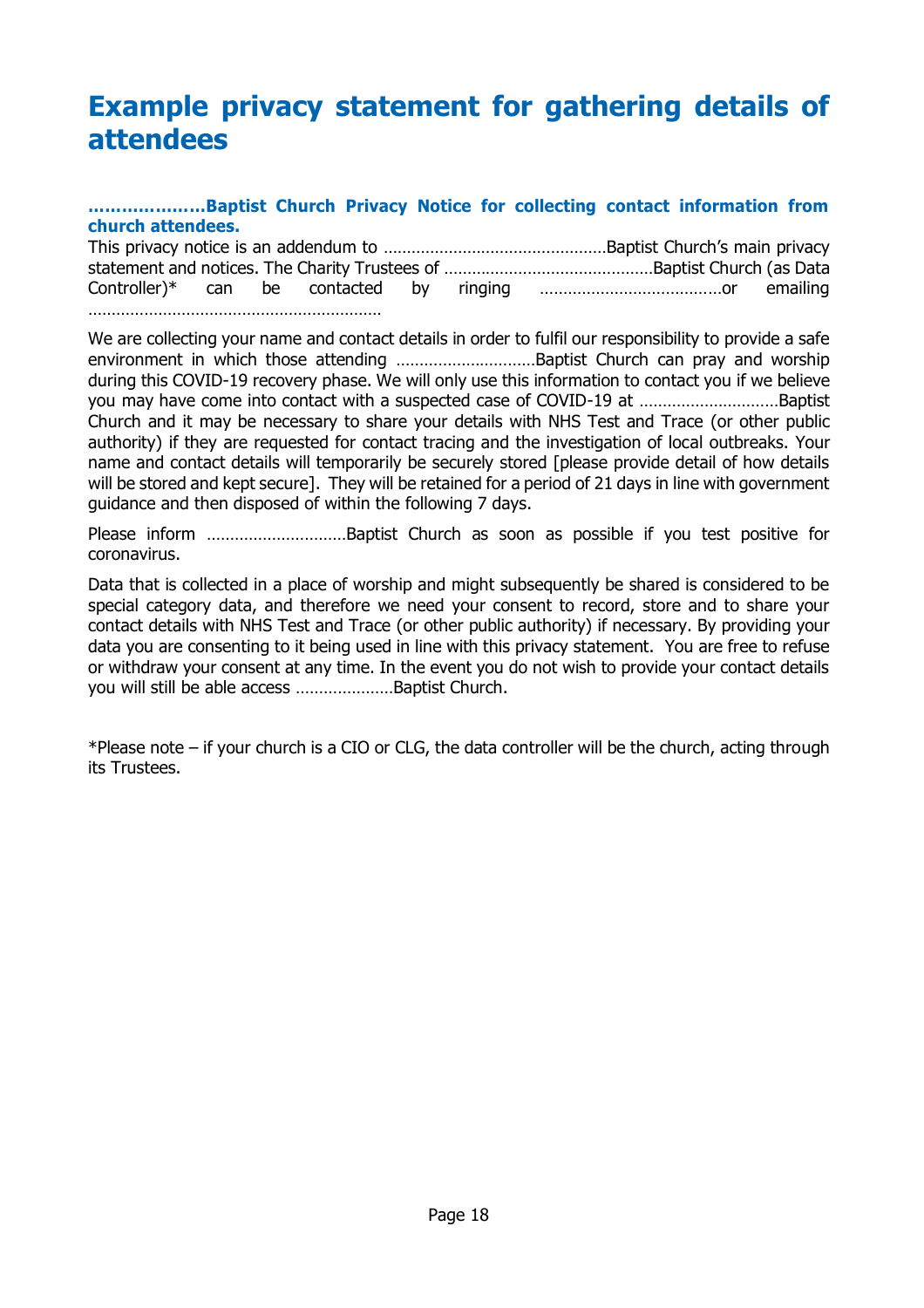# Example privacy statement for gathering details of attendees

**…………………Baptist Church Privacy Notice for collecting contact information from church attendees.**

This privacy notice is an addendum to …………………………………………Baptist Church's main privacy statement and notices. The Charity Trustees of ………………………………………Baptist Church (as Data Controller)* can be contacted by ringing …………………………………or emailing ………………………………………………………

We are collecting your name and contact details in order to fulfil our responsibility to provide a safe environment in which those attending …………………………Baptist Church can pray and worship during this COVID-19 recovery phase. We will only use this information to contact you if we believe you may have come into contact with a suspected case of COVID-19 at …………………………Baptist Church and it may be necessary to share your details with NHS Test and Trace (or other public authority) if they are requested for contact tracing and the investigation of local outbreaks. Your name and contact details will temporarily be securely stored [please provide detail of how details will be stored and kept secure]. They will be retained for a period of 21 days in line with government guidance and then disposed of within the following 7 days.

Please inform …………………………Baptist Church as soon as possible if you test positive for coronavirus.

Data that is collected in a place of worship and might subsequently be shared is considered to be special category data, and therefore we need your consent to record, store and to share your contact details with NHS Test and Trace (or other public authority) if necessary. By providing your data you are consenting to it being used in line with this privacy statement. You are free to refuse or withdraw your consent at any time. In the event you do not wish to provide your contact details you will still be able access …………………Baptist Church.

*Please note – if your church is a CIO or CLG, the data controller will be the church, acting through its Trustees.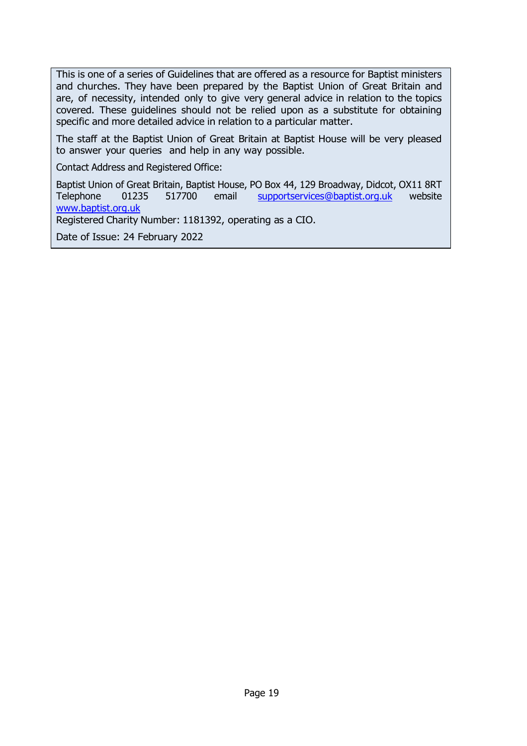This is one of a series of Guidelines that are offered as a resource for Baptist ministers and churches. They have been prepared by the Baptist Union of Great Britain and are, of necessity, intended only to give very general advice in relation to the topics covered. These guidelines should not be relied upon as a substitute for obtaining specific and more detailed advice in relation to a particular matter.

The staff at the Baptist Union of Great Britain at Baptist House will be very pleased to answer your queries and help in any way possible.

Contact Address and Registered Office:

Baptist Union of Great Britain, Baptist House, PO Box 44, 129 Broadway, Didcot, OX11 8RT
Telephone 01235 517700 email supportservices@baptist.org.uk website www.baptist.org.uk
Registered Charity Number: 1181392, operating as a CIO.

Date of Issue: 24 February 2022